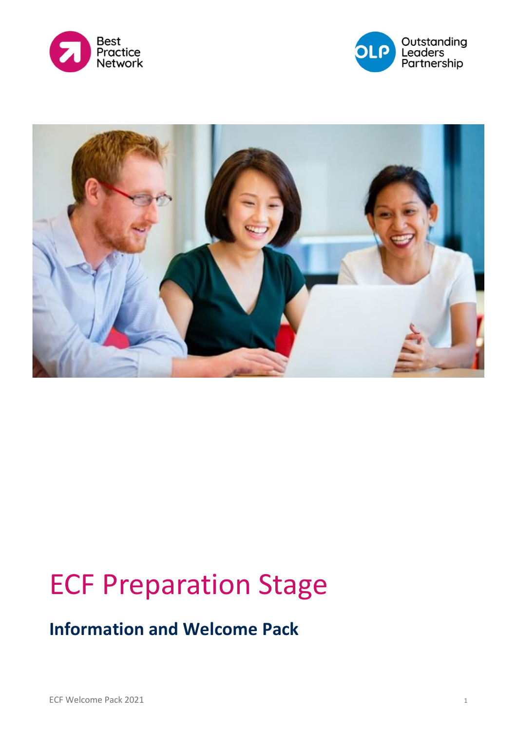Best Practice Network

Outstanding Leaders Partnership

# ECF Preparation Stage

## Information and Welcome Pack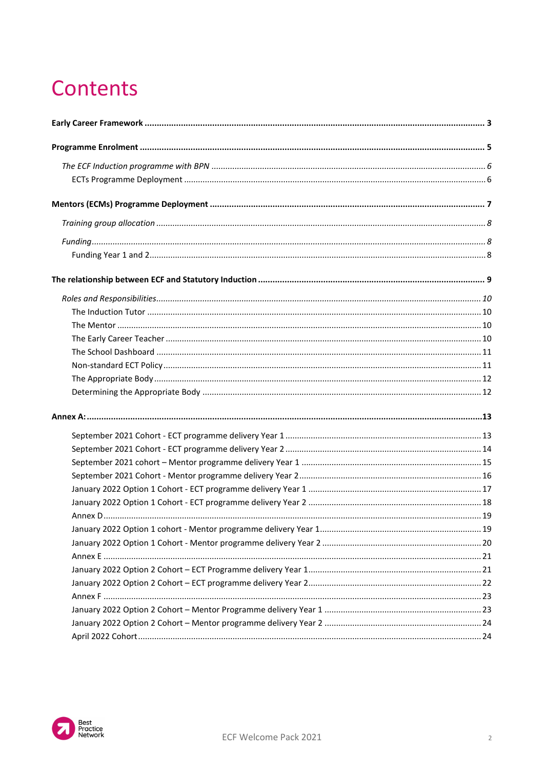# Contents

**Early Career Framework** ... **3**

**Programme Enrolment** ... **5**

*The ECF Induction programme with BPN* ... *6*

ECTs Programme Deployment ... 6

**Mentors (ECMs) Programme Deployment** ... **7**

*Training group allocation* ... *8*

*Funding* ... *8*

Funding Year 1 and 2 ... 8

**The relationship between ECF and Statutory Induction** ... **9**

*Roles and Responsibilities* ... *10*

The Induction Tutor ... 10

The Mentor ... 10

The Early Career Teacher ... 10

The School Dashboard ... 11

Non-standard ECT Policy ... 11

The Appropriate Body ... 12

Determining the Appropriate Body ... 12

**Annex A:** ... **13**

September 2021 Cohort - ECT programme delivery Year 1 ... 13

September 2021 Cohort - ECT programme delivery Year 2 ... 14

September 2021 cohort – Mentor programme delivery Year 1 ... 15

September 2021 Cohort - Mentor programme delivery Year 2 ... 16

January 2022 Option 1 Cohort - ECT programme delivery Year 1 ... 17

January 2022 Option 1 Cohort - ECT programme delivery Year 2 ... 18

Annex D ... 19

January 2022 Option 1 cohort - Mentor programme delivery Year 1 ... 19

January 2022 Option 1 Cohort - Mentor programme delivery Year 2 ... 20

Annex E ... 21

January 2022 Option 2 Cohort – ECT Programme delivery Year 1 ... 21

January 2022 Option 2 Cohort – ECT programme delivery Year 2 ... 22

Annex F ... 23

January 2022 Option 2 Cohort – Mentor Programme delivery Year 1 ... 23

January 2022 Option 2 Cohort – Mentor programme delivery Year 2 ... 24

April 2022 Cohort ... 24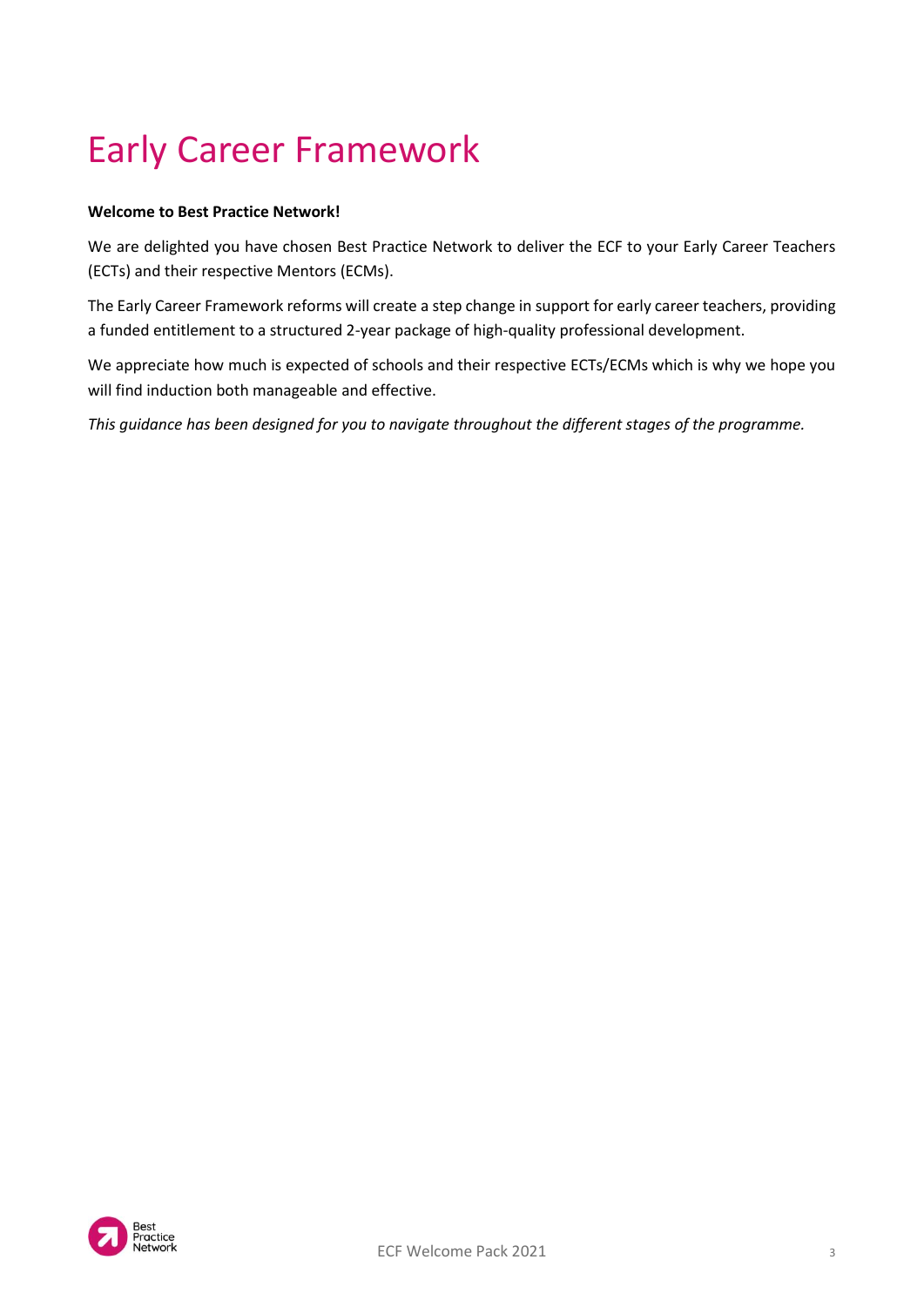# Early Career Framework

**Welcome to Best Practice Network!**

We are delighted you have chosen Best Practice Network to deliver the ECF to your Early Career Teachers (ECTs) and their respective Mentors (ECMs).

The Early Career Framework reforms will create a step change in support for early career teachers, providing a funded entitlement to a structured 2-year package of high-quality professional development.

We appreciate how much is expected of schools and their respective ECTs/ECMs which is why we hope you will find induction both manageable and effective.

*This guidance has been designed for you to navigate throughout the different stages of the programme.*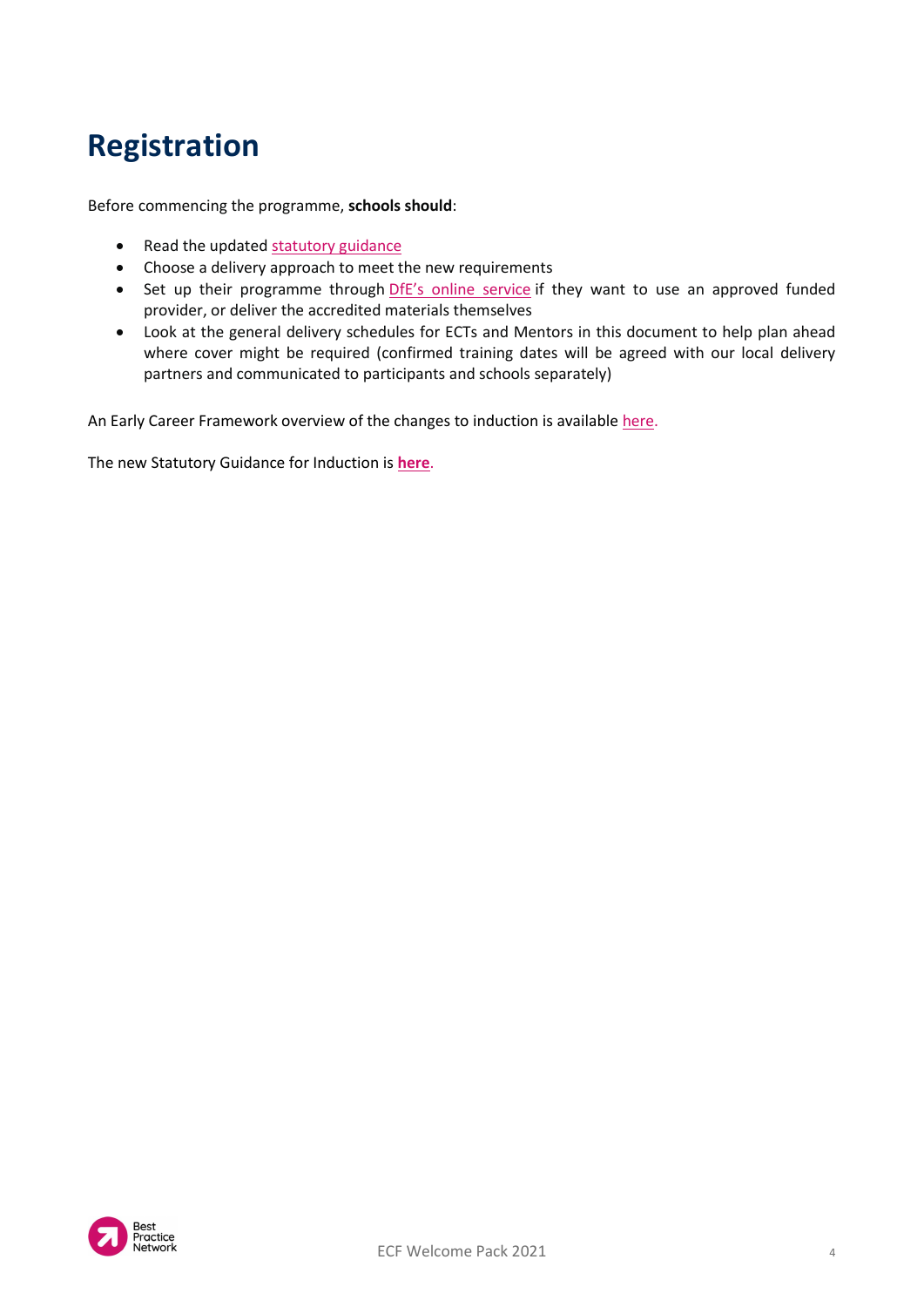# Registration

Before commencing the programme, **schools should**:

- Read the updated statutory guidance
- Choose a delivery approach to meet the new requirements
- Set up their programme through DfE's online service if they want to use an approved funded provider, or deliver the accredited materials themselves
- Look at the general delivery schedules for ECTs and Mentors in this document to help plan ahead where cover might be required (confirmed training dates will be agreed with our local delivery partners and communicated to participants and schools separately)

An Early Career Framework overview of the changes to induction is available here.

The new Statutory Guidance for Induction is **here**.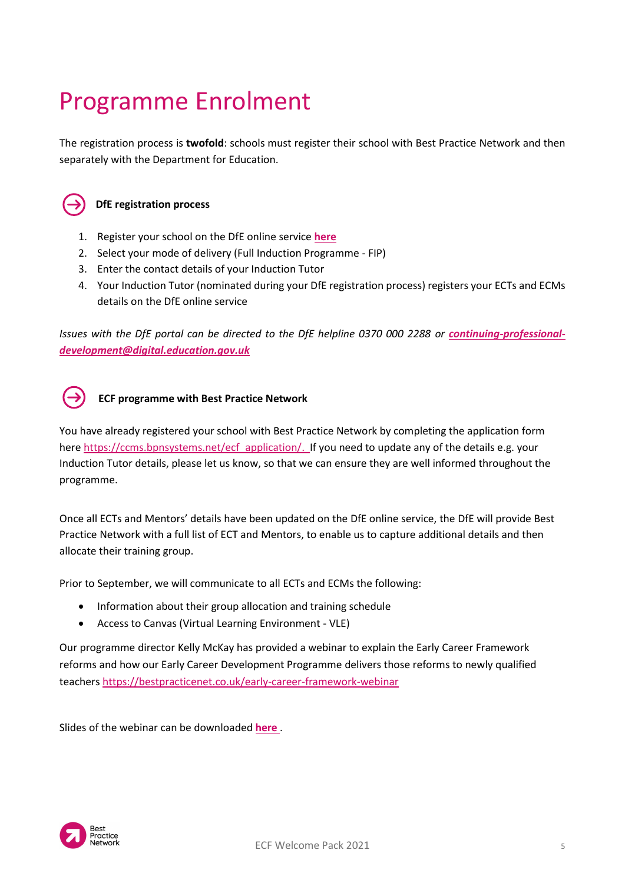# Programme Enrolment

The registration process is **twofold**: schools must register their school with Best Practice Network and then separately with the Department for Education.

### DfE registration process

1. Register your school on the DfE online service **here**
2. Select your mode of delivery (Full Induction Programme - FIP)
3. Enter the contact details of your Induction Tutor
4. Your Induction Tutor (nominated during your DfE registration process) registers your ECTs and ECMs details on the DfE online service

*Issues with the DfE portal can be directed to the DfE helpline 0370 000 2288 or* ***continuing-professional-development@digital.education.gov.uk***

### ECF programme with Best Practice Network

You have already registered your school with Best Practice Network by completing the application form here https://ccms.bpnsystems.net/ecf_application/. If you need to update any of the details e.g. your Induction Tutor details, please let us know, so that we can ensure they are well informed throughout the programme.

Once all ECTs and Mentors' details have been updated on the DfE online service, the DfE will provide Best Practice Network with a full list of ECT and Mentors, to enable us to capture additional details and then allocate their training group.

Prior to September, we will communicate to all ECTs and ECMs the following:

- Information about their group allocation and training schedule
- Access to Canvas (Virtual Learning Environment - VLE)

Our programme director Kelly McKay has provided a webinar to explain the Early Career Framework reforms and how our Early Career Development Programme delivers those reforms to newly qualified teachers https://bestpracticenet.co.uk/early-career-framework-webinar

Slides of the webinar can be downloaded **here** .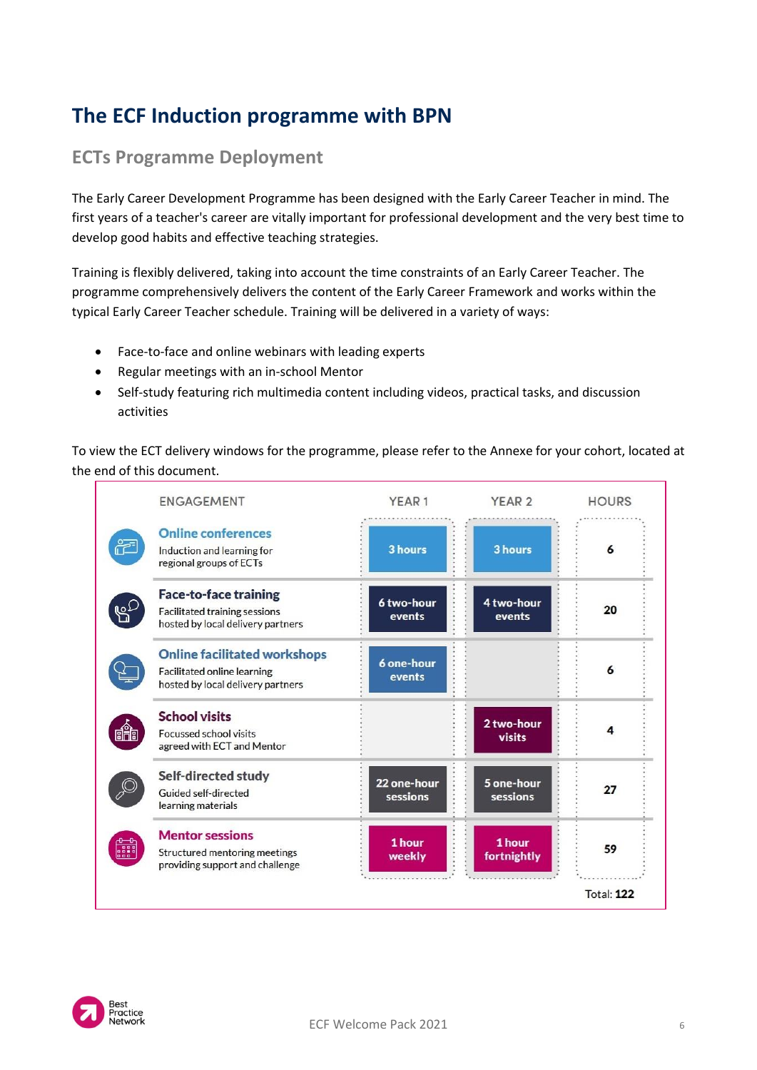# The ECF Induction programme with BPN

## ECTs Programme Deployment

The Early Career Development Programme has been designed with the Early Career Teacher in mind. The first years of a teacher's career are vitally important for professional development and the very best time to develop good habits and effective teaching strategies.

Training is flexibly delivered, taking into account the time constraints of an Early Career Teacher. The programme comprehensively delivers the content of the Early Career Framework and works within the typical Early Career Teacher schedule. Training will be delivered in a variety of ways:

- Face-to-face and online webinars with leading experts
- Regular meetings with an in-school Mentor
- Self-study featuring rich multimedia content including videos, practical tasks, and discussion activities

To view the ECT delivery windows for the programme, please refer to the Annexe for your cohort, located at the end of this document.

| ENGAGEMENT | YEAR 1 | YEAR 2 | HOURS |
|---|---|---|---|
| **Online conferences**<br>Induction and learning for regional groups of ECTs | 3 hours | 3 hours | 6 |
| **Face-to-face training**<br>Facilitated training sessions hosted by local delivery partners | 6 two-hour events | 4 two-hour events | 20 |
| **Online facilitated workshops**<br>Facilitated online learning hosted by local delivery partners | 6 one-hour events | | 6 |
| **School visits**<br>Focussed school visits agreed with ECT and Mentor | | 2 two-hour visits | 4 |
| **Self-directed study**<br>Guided self-directed learning materials | 22 one-hour sessions | 5 one-hour sessions | 27 |
| **Mentor sessions**<br>Structured mentoring meetings providing support and challenge | 1 hour weekly | 1 hour fortnightly | 59 |
| | | | Total: **122** |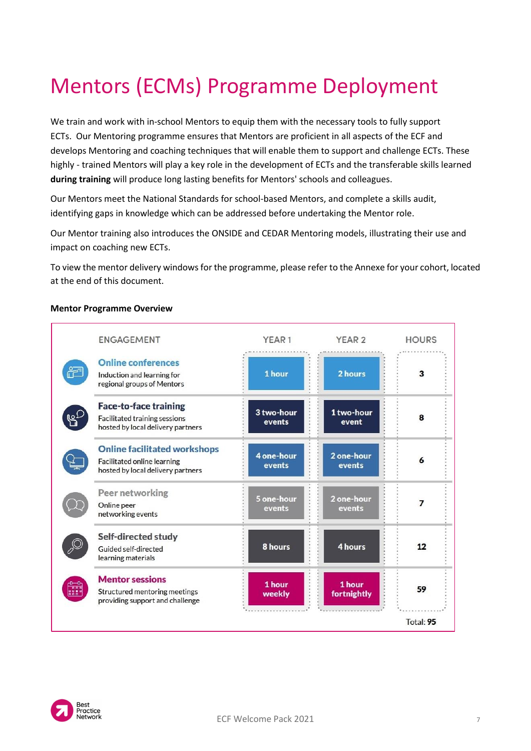# Mentors (ECMs) Programme Deployment

We train and work with in-school Mentors to equip them with the necessary tools to fully support ECTs. Our Mentoring programme ensures that Mentors are proficient in all aspects of the ECF and develops Mentoring and coaching techniques that will enable them to support and challenge ECTs. These highly - trained Mentors will play a key role in the development of ECTs and the transferable skills learned **during training** will produce long lasting benefits for Mentors' schools and colleagues.

Our Mentors meet the National Standards for school-based Mentors, and complete a skills audit, identifying gaps in knowledge which can be addressed before undertaking the Mentor role.

Our Mentor training also introduces the ONSIDE and CEDAR Mentoring models, illustrating their use and impact on coaching new ECTs.

To view the mentor delivery windows for the programme, please refer to the Annexe for your cohort, located at the end of this document.

**Mentor Programme Overview**

| ENGAGEMENT | YEAR 1 | YEAR 2 | HOURS |
|---|---|---|---|
| **Online conferences** Induction and learning for regional groups of Mentors | 1 hour | 2 hours | 3 |
| **Face-to-face training** Facilitated training sessions hosted by local delivery partners | 3 two-hour events | 1 two-hour event | 8 |
| **Online facilitated workshops** Facilitated online learning hosted by local delivery partners | 4 one-hour events | 2 one-hour events | 6 |
| **Peer networking** Online peer networking events | 5 one-hour events | 2 one-hour events | 7 |
| **Self-directed study** Guided self-directed learning materials | 8 hours | 4 hours | 12 |
| **Mentor sessions** Structured mentoring meetings providing support and challenge | 1 hour weekly | 1 hour fortnightly | 59 |
| | | | Total: **95** |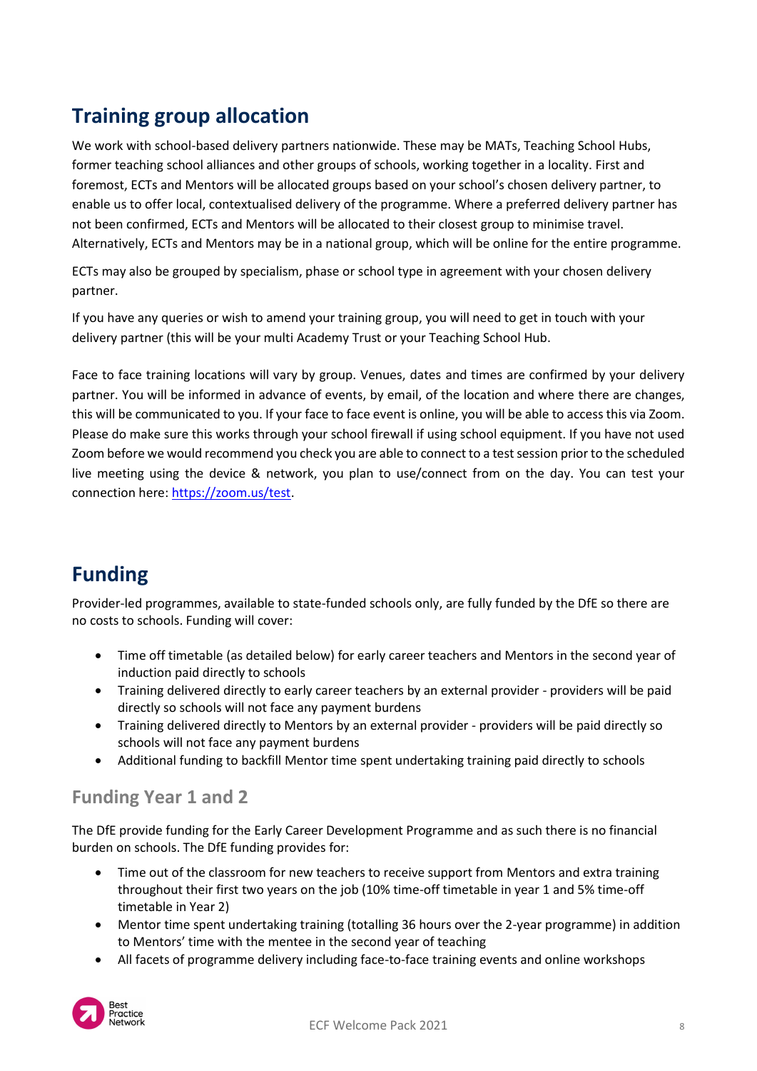## Training group allocation

We work with school-based delivery partners nationwide. These may be MATs, Teaching School Hubs, former teaching school alliances and other groups of schools, working together in a locality. First and foremost, ECTs and Mentors will be allocated groups based on your school's chosen delivery partner, to enable us to offer local, contextualised delivery of the programme. Where a preferred delivery partner has not been confirmed, ECTs and Mentors will be allocated to their closest group to minimise travel. Alternatively, ECTs and Mentors may be in a national group, which will be online for the entire programme.

ECTs may also be grouped by specialism, phase or school type in agreement with your chosen delivery partner.

If you have any queries or wish to amend your training group, you will need to get in touch with your delivery partner (this will be your multi Academy Trust or your Teaching School Hub.

Face to face training locations will vary by group. Venues, dates and times are confirmed by your delivery partner. You will be informed in advance of events, by email, of the location and where there are changes, this will be communicated to you. If your face to face event is online, you will be able to access this via Zoom. Please do make sure this works through your school firewall if using school equipment. If you have not used Zoom before we would recommend you check you are able to connect to a test session prior to the scheduled live meeting using the device & network, you plan to use/connect from on the day. You can test your connection here: https://zoom.us/test.

## Funding

Provider-led programmes, available to state-funded schools only, are fully funded by the DfE so there are no costs to schools. Funding will cover:

- Time off timetable (as detailed below) for early career teachers and Mentors in the second year of induction paid directly to schools
- Training delivered directly to early career teachers by an external provider - providers will be paid directly so schools will not face any payment burdens
- Training delivered directly to Mentors by an external provider - providers will be paid directly so schools will not face any payment burdens
- Additional funding to backfill Mentor time spent undertaking training paid directly to schools

### Funding Year 1 and 2

The DfE provide funding for the Early Career Development Programme and as such there is no financial burden on schools. The DfE funding provides for:

- Time out of the classroom for new teachers to receive support from Mentors and extra training throughout their first two years on the job (10% time-off timetable in year 1 and 5% time-off timetable in Year 2)
- Mentor time spent undertaking training (totalling 36 hours over the 2-year programme) in addition to Mentors' time with the mentee in the second year of teaching
- All facets of programme delivery including face-to-face training events and online workshops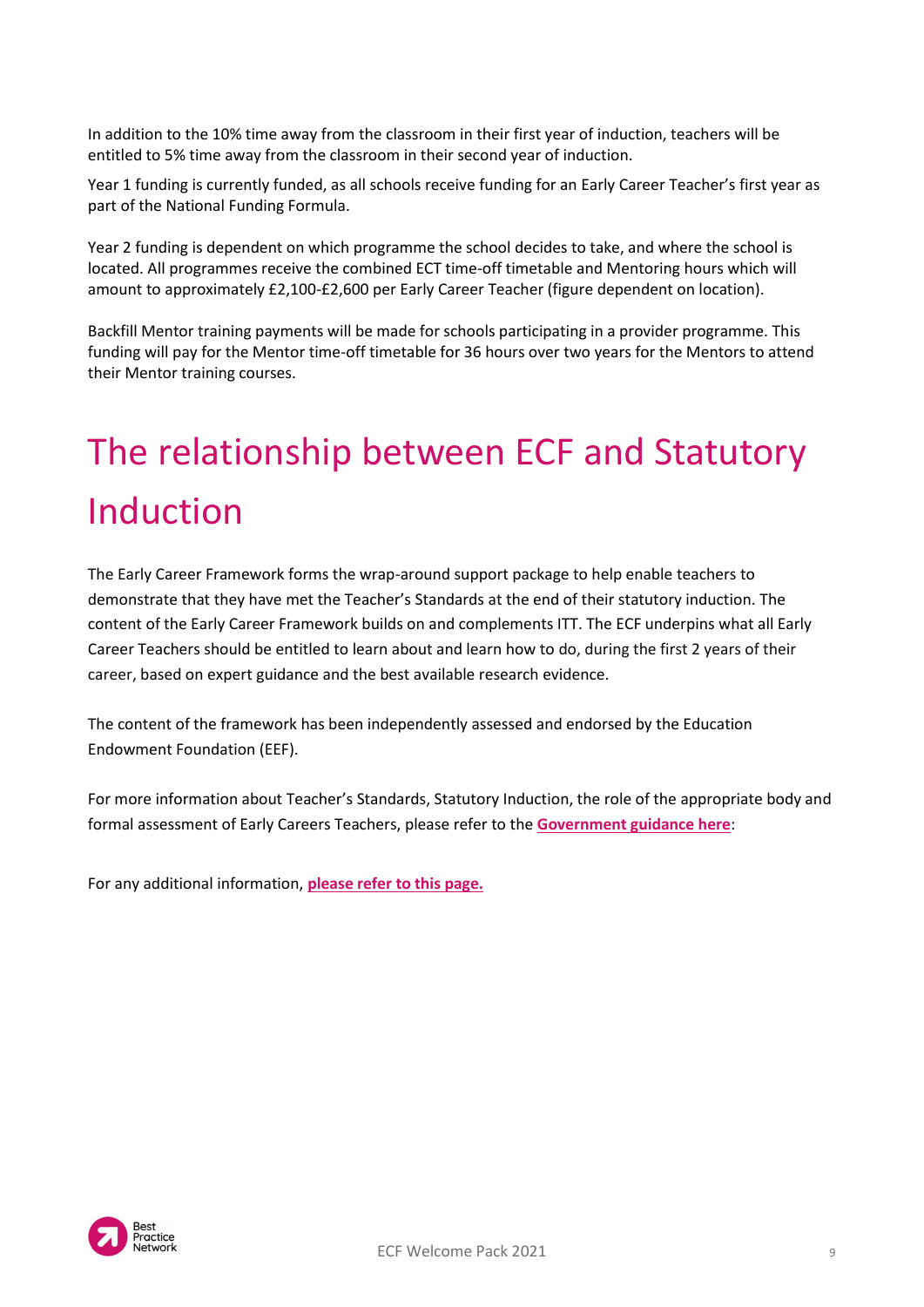In addition to the 10% time away from the classroom in their first year of induction, teachers will be entitled to 5% time away from the classroom in their second year of induction.

Year 1 funding is currently funded, as all schools receive funding for an Early Career Teacher's first year as part of the National Funding Formula.

Year 2 funding is dependent on which programme the school decides to take, and where the school is located. All programmes receive the combined ECT time-off timetable and Mentoring hours which will amount to approximately £2,100-£2,600 per Early Career Teacher (figure dependent on location).

Backfill Mentor training payments will be made for schools participating in a provider programme. This funding will pay for the Mentor time-off timetable for 36 hours over two years for the Mentors to attend their Mentor training courses.

# The relationship between ECF and Statutory Induction

The Early Career Framework forms the wrap-around support package to help enable teachers to demonstrate that they have met the Teacher's Standards at the end of their statutory induction. The content of the Early Career Framework builds on and complements ITT. The ECF underpins what all Early Career Teachers should be entitled to learn about and learn how to do, during the first 2 years of their career, based on expert guidance and the best available research evidence.

The content of the framework has been independently assessed and endorsed by the Education Endowment Foundation (EEF).

For more information about Teacher's Standards, Statutory Induction, the role of the appropriate body and formal assessment of Early Careers Teachers, please refer to the **Government guidance here**:

For any additional information, **please refer to this page.**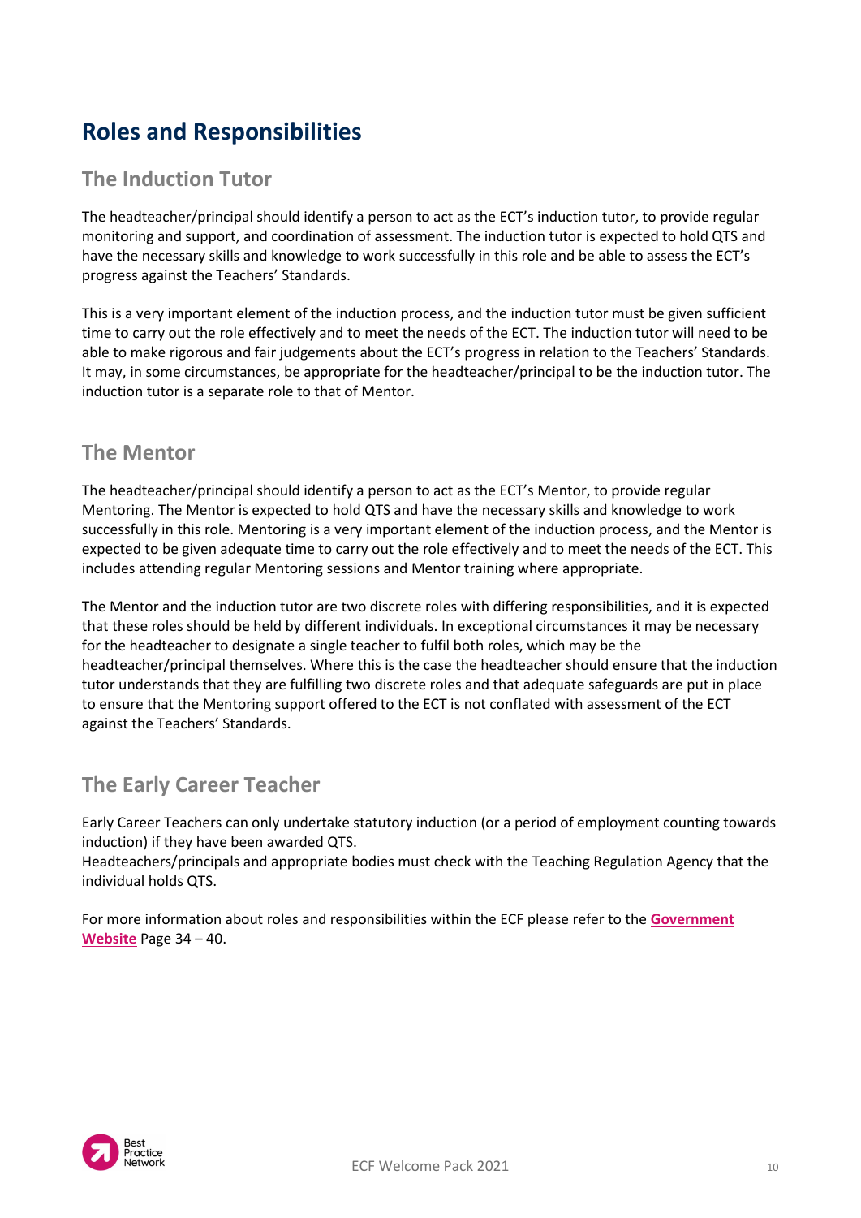# Roles and Responsibilities

## The Induction Tutor

The headteacher/principal should identify a person to act as the ECT's induction tutor, to provide regular monitoring and support, and coordination of assessment. The induction tutor is expected to hold QTS and have the necessary skills and knowledge to work successfully in this role and be able to assess the ECT's progress against the Teachers' Standards.

This is a very important element of the induction process, and the induction tutor must be given sufficient time to carry out the role effectively and to meet the needs of the ECT. The induction tutor will need to be able to make rigorous and fair judgements about the ECT's progress in relation to the Teachers' Standards. It may, in some circumstances, be appropriate for the headteacher/principal to be the induction tutor. The induction tutor is a separate role to that of Mentor.

## The Mentor

The headteacher/principal should identify a person to act as the ECT's Mentor, to provide regular Mentoring. The Mentor is expected to hold QTS and have the necessary skills and knowledge to work successfully in this role. Mentoring is a very important element of the induction process, and the Mentor is expected to be given adequate time to carry out the role effectively and to meet the needs of the ECT. This includes attending regular Mentoring sessions and Mentor training where appropriate.

The Mentor and the induction tutor are two discrete roles with differing responsibilities, and it is expected that these roles should be held by different individuals. In exceptional circumstances it may be necessary for the headteacher to designate a single teacher to fulfil both roles, which may be the headteacher/principal themselves. Where this is the case the headteacher should ensure that the induction tutor understands that they are fulfilling two discrete roles and that adequate safeguards are put in place to ensure that the Mentoring support offered to the ECT is not conflated with assessment of the ECT against the Teachers' Standards.

## The Early Career Teacher

Early Career Teachers can only undertake statutory induction (or a period of employment counting towards induction) if they have been awarded QTS.
Headteachers/principals and appropriate bodies must check with the Teaching Regulation Agency that the individual holds QTS.

For more information about roles and responsibilities within the ECF please refer to the **Government Website** Page 34 – 40.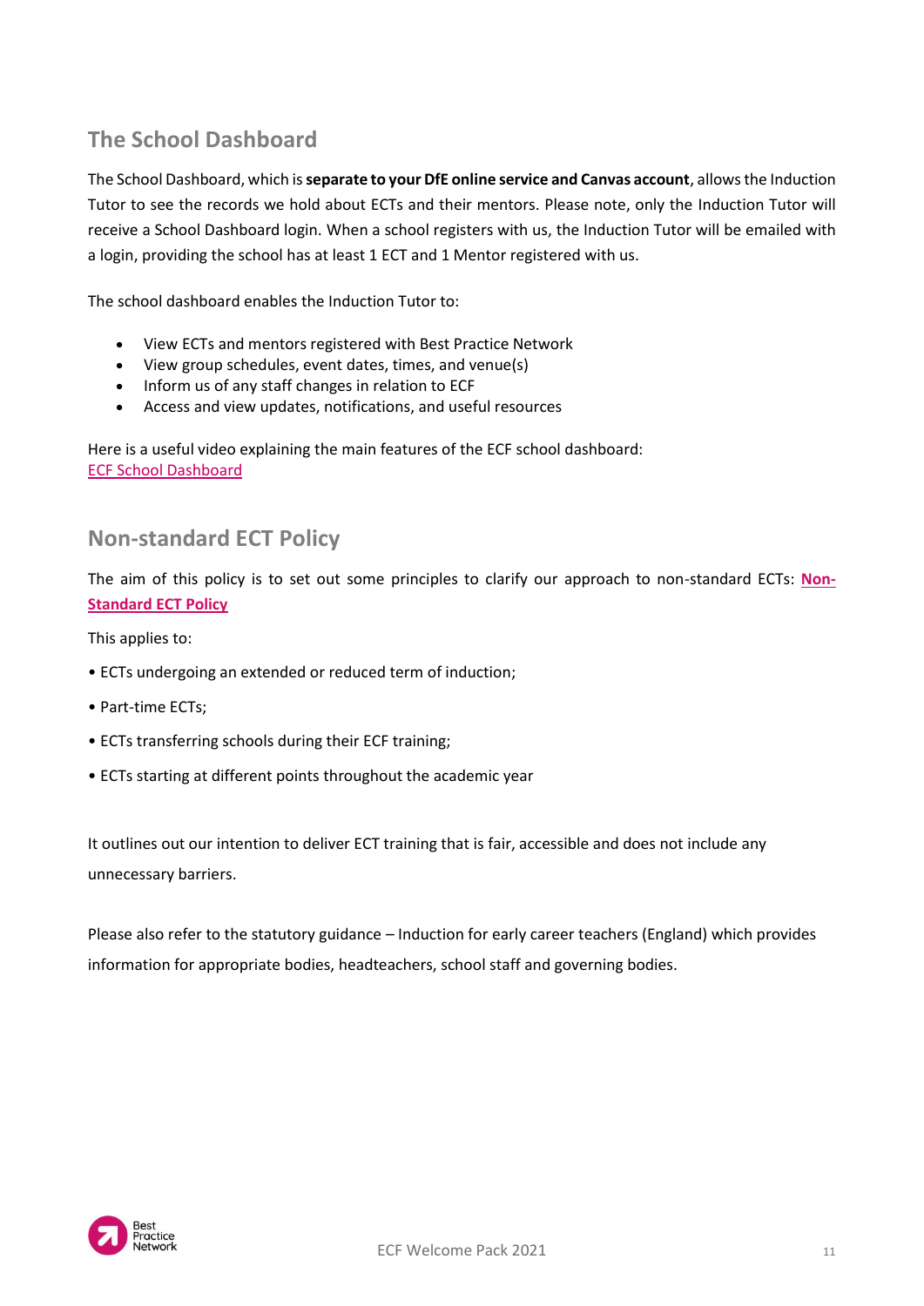## The School Dashboard

The School Dashboard, which is **separate to your DfE online service and Canvas account**, allows the Induction Tutor to see the records we hold about ECTs and their mentors. Please note, only the Induction Tutor will receive a School Dashboard login. When a school registers with us, the Induction Tutor will be emailed with a login, providing the school has at least 1 ECT and 1 Mentor registered with us.

The school dashboard enables the Induction Tutor to:

- View ECTs and mentors registered with Best Practice Network
- View group schedules, event dates, times, and venue(s)
- Inform us of any staff changes in relation to ECF
- Access and view updates, notifications, and useful resources

Here is a useful video explaining the main features of the ECF school dashboard:
ECF School Dashboard

## Non-standard ECT Policy

The aim of this policy is to set out some principles to clarify our approach to non-standard ECTs: **Non-Standard ECT Policy**

This applies to:

- ECTs undergoing an extended or reduced term of induction;
- Part-time ECTs;
- ECTs transferring schools during their ECF training;
- ECTs starting at different points throughout the academic year

It outlines out our intention to deliver ECT training that is fair, accessible and does not include any unnecessary barriers.

Please also refer to the statutory guidance – Induction for early career teachers (England) which provides information for appropriate bodies, headteachers, school staff and governing bodies.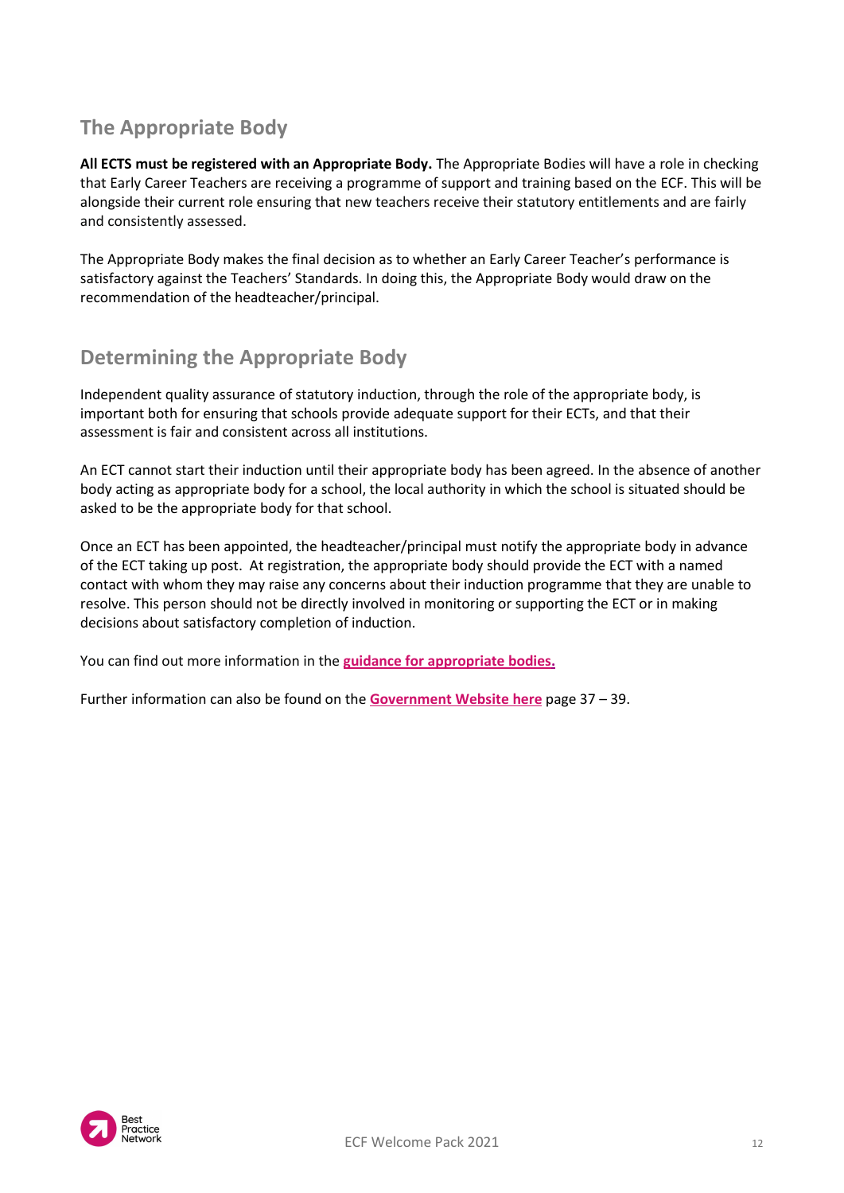## The Appropriate Body

**All ECTS must be registered with an Appropriate Body.** The Appropriate Bodies will have a role in checking that Early Career Teachers are receiving a programme of support and training based on the ECF. This will be alongside their current role ensuring that new teachers receive their statutory entitlements and are fairly and consistently assessed.

The Appropriate Body makes the final decision as to whether an Early Career Teacher's performance is satisfactory against the Teachers' Standards. In doing this, the Appropriate Body would draw on the recommendation of the headteacher/principal.

## Determining the Appropriate Body

Independent quality assurance of statutory induction, through the role of the appropriate body, is important both for ensuring that schools provide adequate support for their ECTs, and that their assessment is fair and consistent across all institutions.

An ECT cannot start their induction until their appropriate body has been agreed. In the absence of another body acting as appropriate body for a school, the local authority in which the school is situated should be asked to be the appropriate body for that school.

Once an ECT has been appointed, the headteacher/principal must notify the appropriate body in advance of the ECT taking up post. At registration, the appropriate body should provide the ECT with a named contact with whom they may raise any concerns about their induction programme that they are unable to resolve. This person should not be directly involved in monitoring or supporting the ECT or in making decisions about satisfactory completion of induction.

You can find out more information in the **guidance for appropriate bodies.**

Further information can also be found on the **Government Website here** page 37 – 39.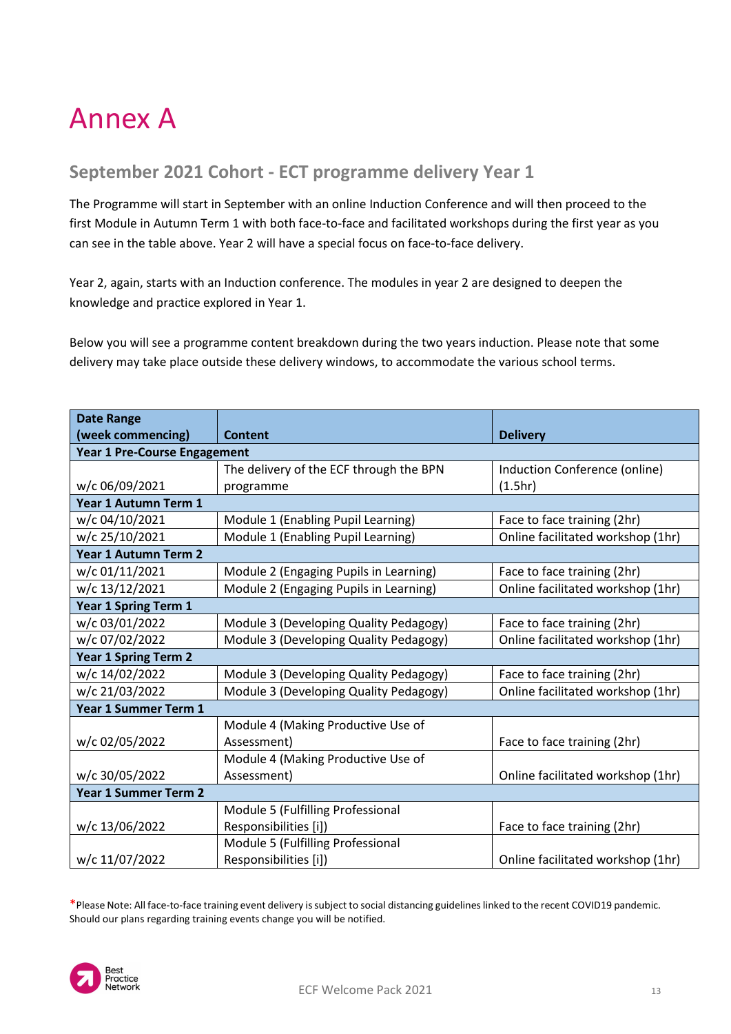# Annex A

## September 2021 Cohort - ECT programme delivery Year 1

The Programme will start in September with an online Induction Conference and will then proceed to the first Module in Autumn Term 1 with both face-to-face and facilitated workshops during the first year as you can see in the table above. Year 2 will have a special focus on face-to-face delivery.

Year 2, again, starts with an Induction conference. The modules in year 2 are designed to deepen the knowledge and practice explored in Year 1.

Below you will see a programme content breakdown during the two years induction. Please note that some delivery may take place outside these delivery windows, to accommodate the various school terms.

| Date Range (week commencing) | Content | Delivery |
|---|---|---|
| **Year 1 Pre-Course Engagement** | | |
| w/c 06/09/2021 | The delivery of the ECF through the BPN programme | Induction Conference (online) (1.5hr) |
| **Year 1 Autumn Term 1** | | |
| w/c 04/10/2021 | Module 1 (Enabling Pupil Learning) | Face to face training (2hr) |
| w/c 25/10/2021 | Module 1 (Enabling Pupil Learning) | Online facilitated workshop (1hr) |
| **Year 1 Autumn Term 2** | | |
| w/c 01/11/2021 | Module 2 (Engaging Pupils in Learning) | Face to face training (2hr) |
| w/c 13/12/2021 | Module 2 (Engaging Pupils in Learning) | Online facilitated workshop (1hr) |
| **Year 1 Spring Term 1** | | |
| w/c 03/01/2022 | Module 3 (Developing Quality Pedagogy) | Face to face training (2hr) |
| w/c 07/02/2022 | Module 3 (Developing Quality Pedagogy) | Online facilitated workshop (1hr) |
| **Year 1 Spring Term 2** | | |
| w/c 14/02/2022 | Module 3 (Developing Quality Pedagogy) | Face to face training (2hr) |
| w/c 21/03/2022 | Module 3 (Developing Quality Pedagogy) | Online facilitated workshop (1hr) |
| **Year 1 Summer Term 1** | | |
| w/c 02/05/2022 | Module 4 (Making Productive Use of Assessment) | Face to face training (2hr) |
| w/c 30/05/2022 | Module 4 (Making Productive Use of Assessment) | Online facilitated workshop (1hr) |
| **Year 1 Summer Term 2** | | |
| w/c 13/06/2022 | Module 5 (Fulfilling Professional Responsibilities [i]) | Face to face training (2hr) |
| w/c 11/07/2022 | Module 5 (Fulfilling Professional Responsibilities [i]) | Online facilitated workshop (1hr) |

*Please Note: All face-to-face training event delivery is subject to social distancing guidelines linked to the recent COVID19 pandemic. Should our plans regarding training events change you will be notified.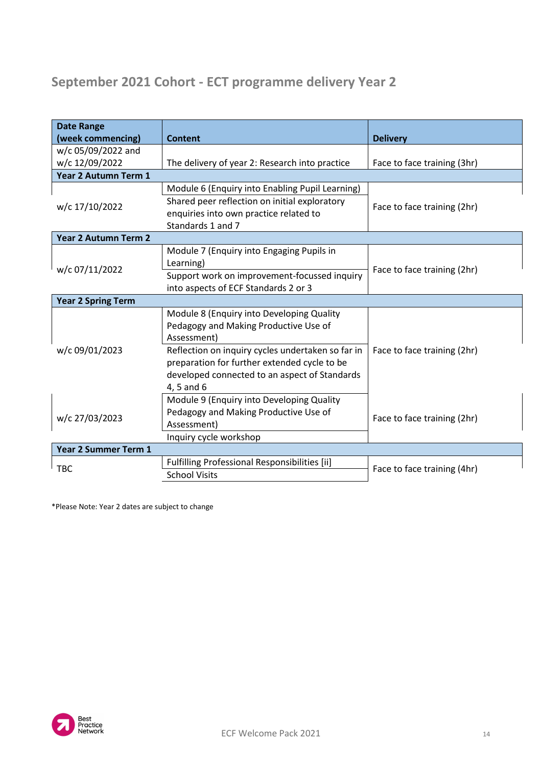## September 2021 Cohort - ECT programme delivery Year 2

| Date Range (week commencing) | Content | Delivery |
|---|---|---|
| w/c 05/09/2022 and w/c 12/09/2022 | The delivery of year 2: Research into practice | Face to face training (3hr) |
| **Year 2 Autumn Term 1** | | |
| w/c 17/10/2022 | Module 6 (Enquiry into Enabling Pupil Learning) | Face to face training (2hr) |
| | Shared peer reflection on initial exploratory enquiries into own practice related to Standards 1 and 7 | |
| **Year 2 Autumn Term 2** | | |
| w/c 07/11/2022 | Module 7 (Enquiry into Engaging Pupils in Learning) | Face to face training (2hr) |
| | Support work on improvement-focussed inquiry into aspects of ECF Standards 2 or 3 | |
| **Year 2 Spring Term** | | |
| w/c 09/01/2023 | Module 8 (Enquiry into Developing Quality Pedagogy and Making Productive Use of Assessment) | Face to face training (2hr) |
| | Reflection on inquiry cycles undertaken so far in preparation for further extended cycle to be developed connected to an aspect of Standards 4, 5 and 6 | |
| w/c 27/03/2023 | Module 9 (Enquiry into Developing Quality Pedagogy and Making Productive Use of Assessment) | Face to face training (2hr) |
| | Inquiry cycle workshop | |
| **Year 2 Summer Term 1** | | |
| TBC | Fulfilling Professional Responsibilities [ii] | Face to face training (4hr) |
| | School Visits | |

*Please Note: Year 2 dates are subject to change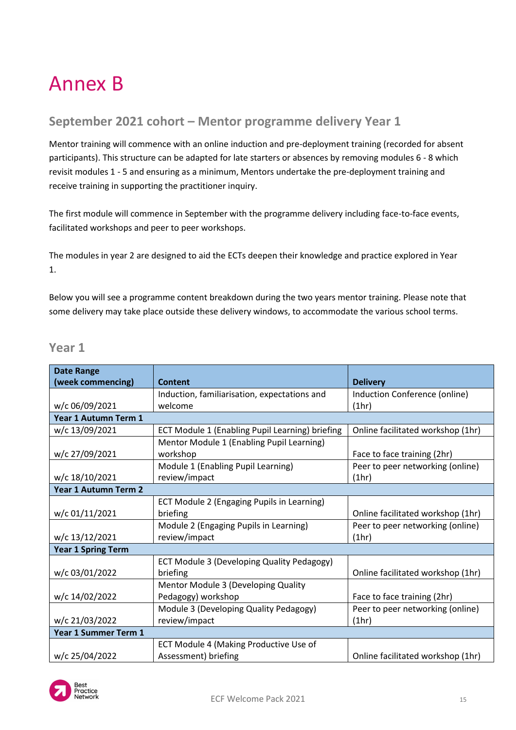# Annex B

## September 2021 cohort – Mentor programme delivery Year 1

Mentor training will commence with an online induction and pre-deployment training (recorded for absent participants). This structure can be adapted for late starters or absences by removing modules 6 - 8 which revisit modules 1 - 5 and ensuring as a minimum, Mentors undertake the pre-deployment training and receive training in supporting the practitioner inquiry.

The first module will commence in September with the programme delivery including face-to-face events, facilitated workshops and peer to peer workshops.

The modules in year 2 are designed to aid the ECTs deepen their knowledge and practice explored in Year 1.

Below you will see a programme content breakdown during the two years mentor training. Please note that some delivery may take place outside these delivery windows, to accommodate the various school terms.

### Year 1

| Date Range (week commencing) | Content | Delivery |
|---|---|---|
| w/c 06/09/2021 | Induction, familiarisation, expectations and welcome | Induction Conference (online) (1hr) |
| **Year 1 Autumn Term 1** | | |
| w/c 13/09/2021 | ECT Module 1 (Enabling Pupil Learning) briefing | Online facilitated workshop (1hr) |
| w/c 27/09/2021 | Mentor Module 1 (Enabling Pupil Learning) workshop | Face to face training (2hr) |
| w/c 18/10/2021 | Module 1 (Enabling Pupil Learning) review/impact | Peer to peer networking (online) (1hr) |
| **Year 1 Autumn Term 2** | | |
| w/c 01/11/2021 | ECT Module 2 (Engaging Pupils in Learning) briefing | Online facilitated workshop (1hr) |
| w/c 13/12/2021 | Module 2 (Engaging Pupils in Learning) review/impact | Peer to peer networking (online) (1hr) |
| **Year 1 Spring Term** | | |
| w/c 03/01/2022 | ECT Module 3 (Developing Quality Pedagogy) briefing | Online facilitated workshop (1hr) |
| w/c 14/02/2022 | Mentor Module 3 (Developing Quality Pedagogy) workshop | Face to face training (2hr) |
| w/c 21/03/2022 | Module 3 (Developing Quality Pedagogy) review/impact | Peer to peer networking (online) (1hr) |
| **Year 1 Summer Term 1** | | |
| w/c 25/04/2022 | ECT Module 4 (Making Productive Use of Assessment) briefing | Online facilitated workshop (1hr) |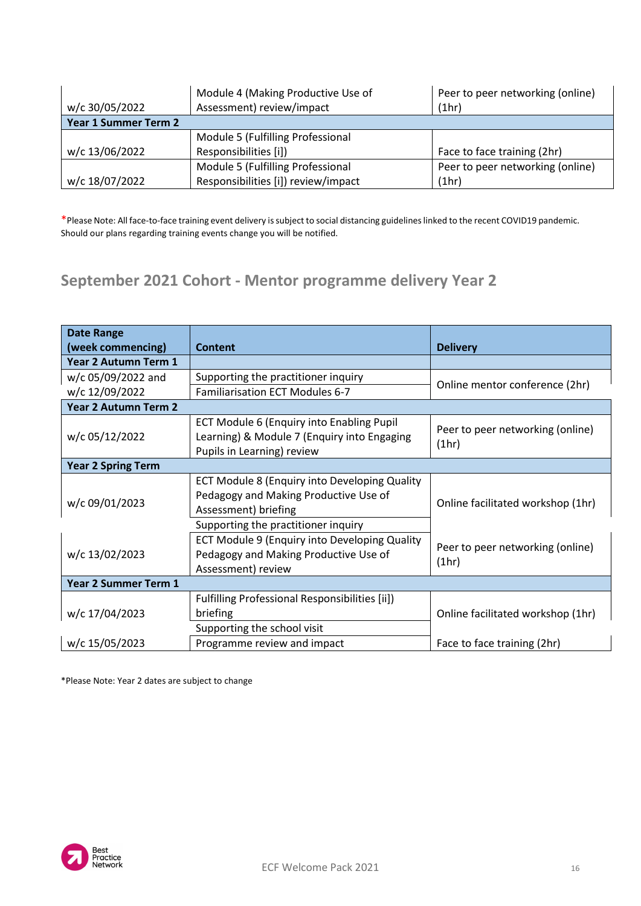| | | |
|---|---|---|
| w/c 30/05/2022 | Module 4 (Making Productive Use of Assessment) review/impact | Peer to peer networking (online) (1hr) |
| **Year 1 Summer Term 2** | | |
| w/c 13/06/2022 | Module 5 (Fulfilling Professional Responsibilities [i]) | Face to face training (2hr) |
| w/c 18/07/2022 | Module 5 (Fulfilling Professional Responsibilities [i]) review/impact | Peer to peer networking (online) (1hr) |

*Please Note: All face-to-face training event delivery is subject to social distancing guidelines linked to the recent COVID19 pandemic. Should our plans regarding training events change you will be notified.

## September 2021 Cohort - Mentor programme delivery Year 2

| Date Range (week commencing) | Content | Delivery |
|---|---|---|
| **Year 2 Autumn Term 1** | | |
| w/c 05/09/2022 and w/c 12/09/2022 | Supporting the practitioner inquiry | Online mentor conference (2hr) |
| | Familiarisation ECT Modules 6-7 | |
| **Year 2 Autumn Term 2** | | |
| w/c 05/12/2022 | ECT Module 6 (Enquiry into Enabling Pupil Learning) & Module 7 (Enquiry into Engaging Pupils in Learning) review | Peer to peer networking (online) (1hr) |
| **Year 2 Spring Term** | | |
| w/c 09/01/2023 | ECT Module 8 (Enquiry into Developing Quality Pedagogy and Making Productive Use of Assessment) briefing | Online facilitated workshop (1hr) |
| | Supporting the practitioner inquiry | |
| w/c 13/02/2023 | ECT Module 9 (Enquiry into Developing Quality Pedagogy and Making Productive Use of Assessment) review | Peer to peer networking (online) (1hr) |
| **Year 2 Summer Term 1** | | |
| w/c 17/04/2023 | Fulfilling Professional Responsibilities [ii]) briefing | Online facilitated workshop (1hr) |
| | Supporting the school visit | |
| w/c 15/05/2023 | Programme review and impact | Face to face training (2hr) |

*Please Note: Year 2 dates are subject to change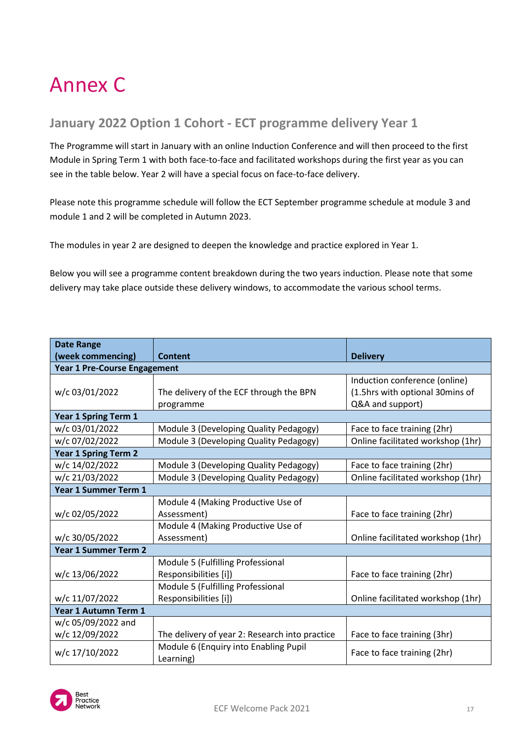# Annex C

## January 2022 Option 1 Cohort - ECT programme delivery Year 1

The Programme will start in January with an online Induction Conference and will then proceed to the first Module in Spring Term 1 with both face-to-face and facilitated workshops during the first year as you can see in the table below. Year 2 will have a special focus on face-to-face delivery.

Please note this programme schedule will follow the ECT September programme schedule at module 3 and module 1 and 2 will be completed in Autumn 2023.

The modules in year 2 are designed to deepen the knowledge and practice explored in Year 1.

Below you will see a programme content breakdown during the two years induction. Please note that some delivery may take place outside these delivery windows, to accommodate the various school terms.

| Date Range (week commencing) | Content | Delivery |
|---|---|---|
| **Year 1 Pre-Course Engagement** | | |
| w/c 03/01/2022 | The delivery of the ECF through the BPN programme | Induction conference (online) (1.5hrs with optional 30mins of Q&A and support) |
| **Year 1 Spring Term 1** | | |
| w/c 03/01/2022 | Module 3 (Developing Quality Pedagogy) | Face to face training (2hr) |
| w/c 07/02/2022 | Module 3 (Developing Quality Pedagogy) | Online facilitated workshop (1hr) |
| **Year 1 Spring Term 2** | | |
| w/c 14/02/2022 | Module 3 (Developing Quality Pedagogy) | Face to face training (2hr) |
| w/c 21/03/2022 | Module 3 (Developing Quality Pedagogy) | Online facilitated workshop (1hr) |
| **Year 1 Summer Term 1** | | |
| w/c 02/05/2022 | Module 4 (Making Productive Use of Assessment) | Face to face training (2hr) |
| w/c 30/05/2022 | Module 4 (Making Productive Use of Assessment) | Online facilitated workshop (1hr) |
| **Year 1 Summer Term 2** | | |
| w/c 13/06/2022 | Module 5 (Fulfilling Professional Responsibilities [i]) | Face to face training (2hr) |
| w/c 11/07/2022 | Module 5 (Fulfilling Professional Responsibilities [i]) | Online facilitated workshop (1hr) |
| **Year 1 Autumn Term 1** | | |
| w/c 05/09/2022 and w/c 12/09/2022 | The delivery of year 2: Research into practice | Face to face training (3hr) |
| w/c 17/10/2022 | Module 6 (Enquiry into Enabling Pupil Learning) | Face to face training (2hr) |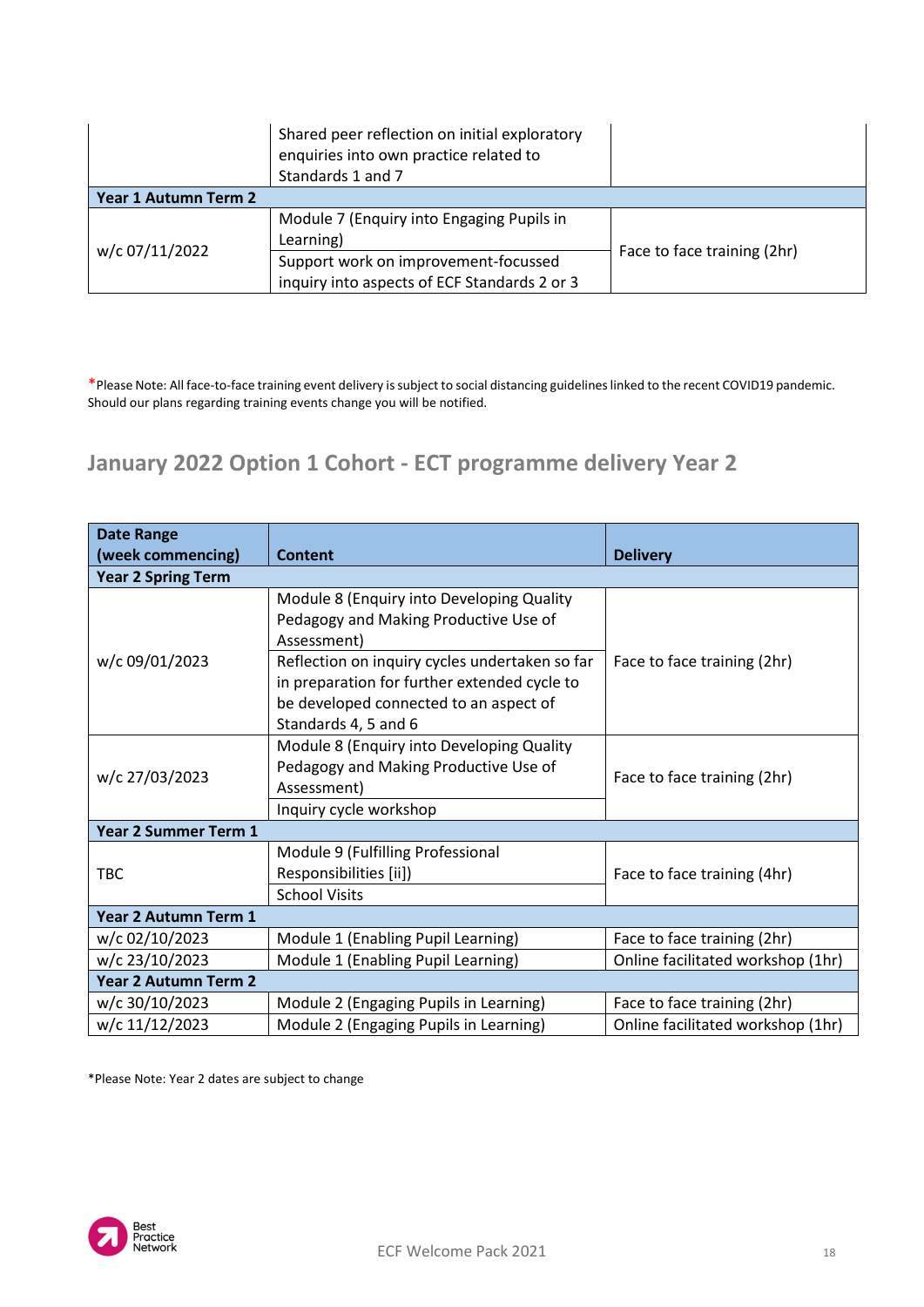| | | |
|---|---|---|
| | Shared peer reflection on initial exploratory enquiries into own practice related to Standards 1 and 7 | |
| **Year 1 Autumn Term 2** | | |
| w/c 07/11/2022 | Module 7 (Enquiry into Engaging Pupils in Learning) | Face to face training (2hr) |
| | Support work on improvement-focussed inquiry into aspects of ECF Standards 2 or 3 | |

*Please Note: All face-to-face training event delivery is subject to social distancing guidelines linked to the recent COVID19 pandemic. Should our plans regarding training events change you will be notified.

## January 2022 Option 1 Cohort - ECT programme delivery Year 2

| Date Range (week commencing) | Content | Delivery |
|---|---|---|
| **Year 2 Spring Term** | | |
| w/c 09/01/2023 | Module 8 (Enquiry into Developing Quality Pedagogy and Making Productive Use of Assessment) | Face to face training (2hr) |
| | Reflection on inquiry cycles undertaken so far in preparation for further extended cycle to be developed connected to an aspect of Standards 4, 5 and 6 | |
| w/c 27/03/2023 | Module 8 (Enquiry into Developing Quality Pedagogy and Making Productive Use of Assessment) | Face to face training (2hr) |
| | Inquiry cycle workshop | |
| **Year 2 Summer Term 1** | | |
| TBC | Module 9 (Fulfilling Professional Responsibilities [ii]) | Face to face training (4hr) |
| | School Visits | |
| **Year 2 Autumn Term 1** | | |
| w/c 02/10/2023 | Module 1 (Enabling Pupil Learning) | Face to face training (2hr) |
| w/c 23/10/2023 | Module 1 (Enabling Pupil Learning) | Online facilitated workshop (1hr) |
| **Year 2 Autumn Term 2** | | |
| w/c 30/10/2023 | Module 2 (Engaging Pupils in Learning) | Face to face training (2hr) |
| w/c 11/12/2023 | Module 2 (Engaging Pupils in Learning) | Online facilitated workshop (1hr) |

*Please Note: Year 2 dates are subject to change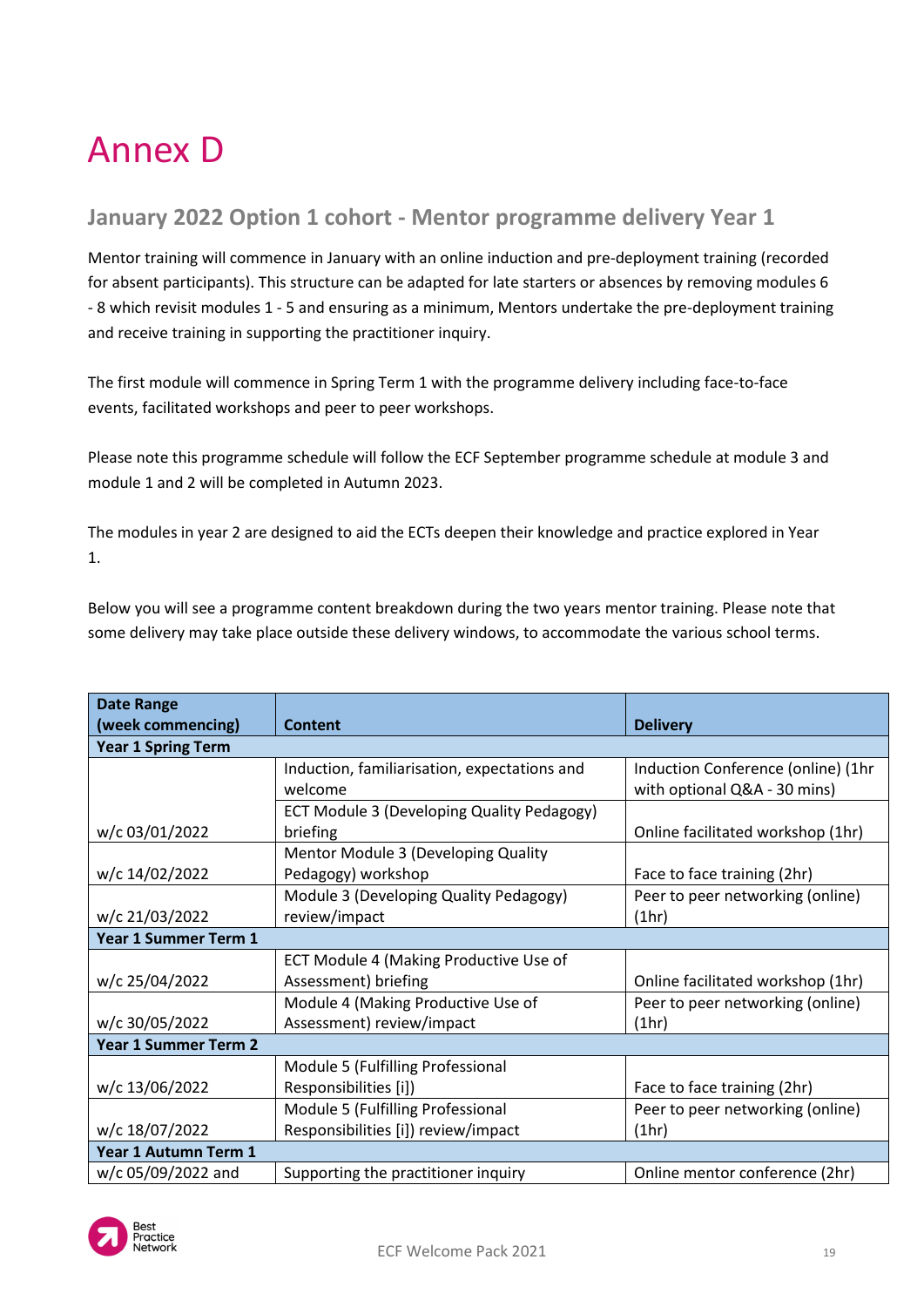# Annex D

## January 2022 Option 1 cohort - Mentor programme delivery Year 1

Mentor training will commence in January with an online induction and pre-deployment training (recorded for absent participants). This structure can be adapted for late starters or absences by removing modules 6 - 8 which revisit modules 1 - 5 and ensuring as a minimum, Mentors undertake the pre-deployment training and receive training in supporting the practitioner inquiry.

The first module will commence in Spring Term 1 with the programme delivery including face-to-face events, facilitated workshops and peer to peer workshops.

Please note this programme schedule will follow the ECF September programme schedule at module 3 and module 1 and 2 will be completed in Autumn 2023.

The modules in year 2 are designed to aid the ECTs deepen their knowledge and practice explored in Year 1.

Below you will see a programme content breakdown during the two years mentor training. Please note that some delivery may take place outside these delivery windows, to accommodate the various school terms.

| Date Range (week commencing) | Content | Delivery |
|---|---|---|
| **Year 1 Spring Term** | | |
| w/c 03/01/2022 | Induction, familiarisation, expectations and welcome | Induction Conference (online) (1hr with optional Q&A - 30 mins) |
| | ECT Module 3 (Developing Quality Pedagogy) briefing | Online facilitated workshop (1hr) |
| w/c 14/02/2022 | Mentor Module 3 (Developing Quality Pedagogy) workshop | Face to face training (2hr) |
| w/c 21/03/2022 | Module 3 (Developing Quality Pedagogy) review/impact | Peer to peer networking (online) (1hr) |
| **Year 1 Summer Term 1** | | |
| w/c 25/04/2022 | ECT Module 4 (Making Productive Use of Assessment) briefing | Online facilitated workshop (1hr) |
| w/c 30/05/2022 | Module 4 (Making Productive Use of Assessment) review/impact | Peer to peer networking (online) (1hr) |
| **Year 1 Summer Term 2** | | |
| w/c 13/06/2022 | Module 5 (Fulfilling Professional Responsibilities [i]) | Face to face training (2hr) |
| w/c 18/07/2022 | Module 5 (Fulfilling Professional Responsibilities [i]) review/impact | Peer to peer networking (online) (1hr) |
| **Year 1 Autumn Term 1** | | |
| w/c 05/09/2022 and | Supporting the practitioner inquiry | Online mentor conference (2hr) |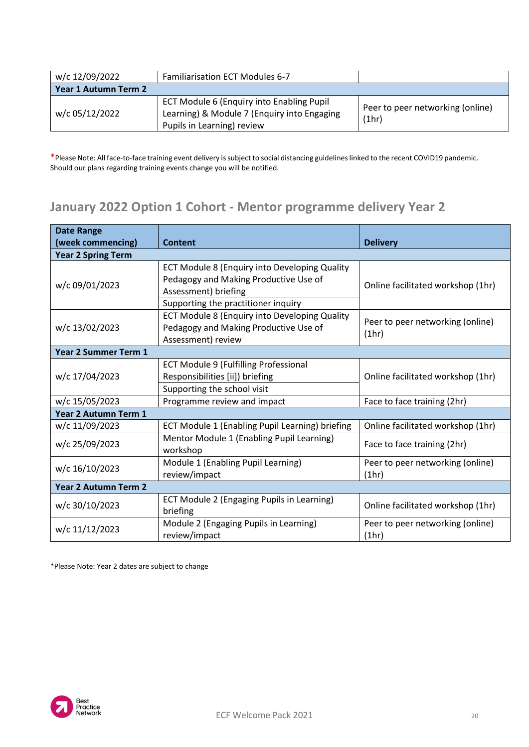| w/c 12/09/2022 | Familiarisation ECT Modules 6-7 | |
|---|---|---|
| **Year 1 Autumn Term 2** | | |
| w/c 05/12/2022 | ECT Module 6 (Enquiry into Enabling Pupil Learning) & Module 7 (Enquiry into Engaging Pupils in Learning) review | Peer to peer networking (online) (1hr) |

*Please Note: All face-to-face training event delivery is subject to social distancing guidelines linked to the recent COVID19 pandemic. Should our plans regarding training events change you will be notified.

## January 2022 Option 1 Cohort - Mentor programme delivery Year 2

| Date Range (week commencing) | Content | Delivery |
|---|---|---|
| **Year 2 Spring Term** | | |
| w/c 09/01/2023 | ECT Module 8 (Enquiry into Developing Quality Pedagogy and Making Productive Use of Assessment) briefing<br>Supporting the practitioner inquiry | Online facilitated workshop (1hr) |
| w/c 13/02/2023 | ECT Module 8 (Enquiry into Developing Quality Pedagogy and Making Productive Use of Assessment) review | Peer to peer networking (online) (1hr) |
| **Year 2 Summer Term 1** | | |
| w/c 17/04/2023 | ECT Module 9 (Fulfilling Professional Responsibilities [ii]) briefing<br>Supporting the school visit | Online facilitated workshop (1hr) |
| w/c 15/05/2023 | Programme review and impact | Face to face training (2hr) |
| **Year 2 Autumn Term 1** | | |
| w/c 11/09/2023 | ECT Module 1 (Enabling Pupil Learning) briefing | Online facilitated workshop (1hr) |
| w/c 25/09/2023 | Mentor Module 1 (Enabling Pupil Learning) workshop | Face to face training (2hr) |
| w/c 16/10/2023 | Module 1 (Enabling Pupil Learning) review/impact | Peer to peer networking (online) (1hr) |
| **Year 2 Autumn Term 2** | | |
| w/c 30/10/2023 | ECT Module 2 (Engaging Pupils in Learning) briefing | Online facilitated workshop (1hr) |
| w/c 11/12/2023 | Module 2 (Engaging Pupils in Learning) review/impact | Peer to peer networking (online) (1hr) |

*Please Note: Year 2 dates are subject to change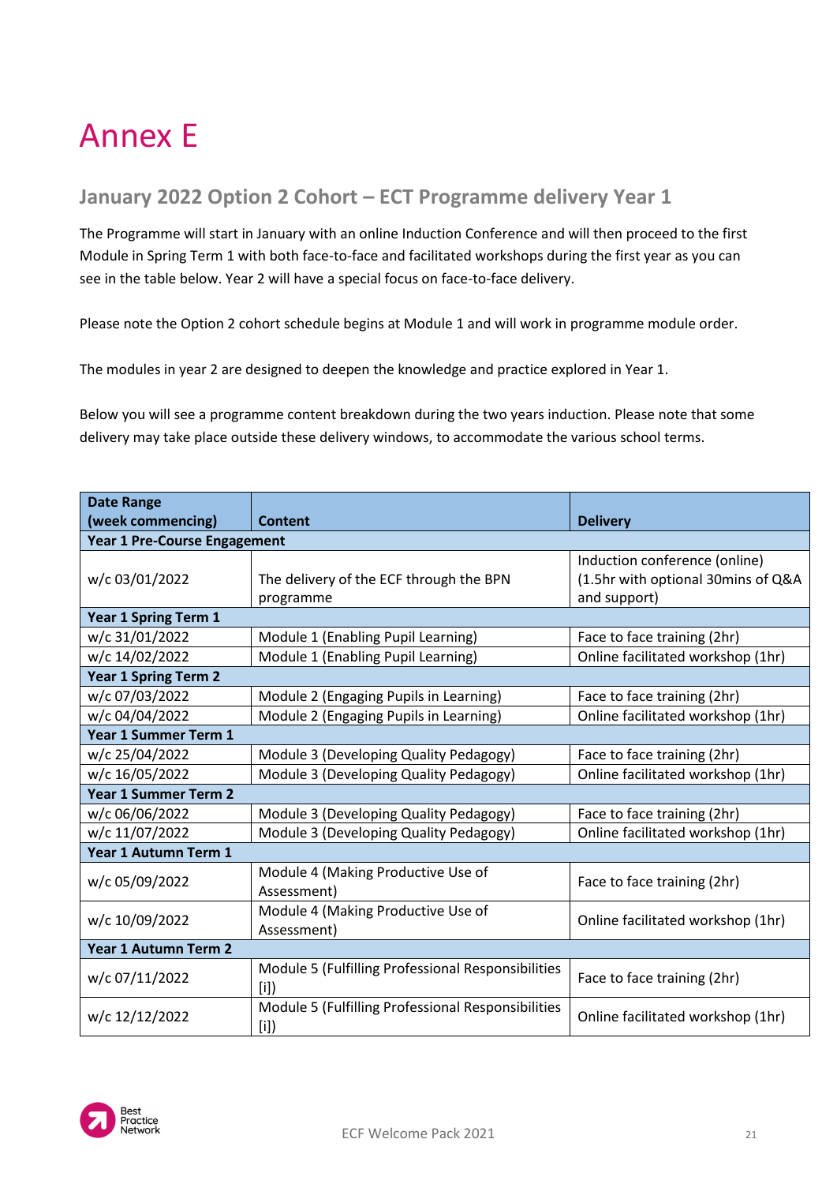# Annex E

## January 2022 Option 2 Cohort – ECT Programme delivery Year 1

The Programme will start in January with an online Induction Conference and will then proceed to the first Module in Spring Term 1 with both face-to-face and facilitated workshops during the first year as you can see in the table below. Year 2 will have a special focus on face-to-face delivery.

Please note the Option 2 cohort schedule begins at Module 1 and will work in programme module order.

The modules in year 2 are designed to deepen the knowledge and practice explored in Year 1.

Below you will see a programme content breakdown during the two years induction. Please note that some delivery may take place outside these delivery windows, to accommodate the various school terms.

| Date Range (week commencing) | Content | Delivery |
|---|---|---|
| **Year 1 Pre-Course Engagement** | | |
| w/c 03/01/2022 | The delivery of the ECF through the BPN programme | Induction conference (online) (1.5hr with optional 30mins of Q&A and support) |
| **Year 1 Spring Term 1** | | |
| w/c 31/01/2022 | Module 1 (Enabling Pupil Learning) | Face to face training (2hr) |
| w/c 14/02/2022 | Module 1 (Enabling Pupil Learning) | Online facilitated workshop (1hr) |
| **Year 1 Spring Term 2** | | |
| w/c 07/03/2022 | Module 2 (Engaging Pupils in Learning) | Face to face training (2hr) |
| w/c 04/04/2022 | Module 2 (Engaging Pupils in Learning) | Online facilitated workshop (1hr) |
| **Year 1 Summer Term 1** | | |
| w/c 25/04/2022 | Module 3 (Developing Quality Pedagogy) | Face to face training (2hr) |
| w/c 16/05/2022 | Module 3 (Developing Quality Pedagogy) | Online facilitated workshop (1hr) |
| **Year 1 Summer Term 2** | | |
| w/c 06/06/2022 | Module 3 (Developing Quality Pedagogy) | Face to face training (2hr) |
| w/c 11/07/2022 | Module 3 (Developing Quality Pedagogy) | Online facilitated workshop (1hr) |
| **Year 1 Autumn Term 1** | | |
| w/c 05/09/2022 | Module 4 (Making Productive Use of Assessment) | Face to face training (2hr) |
| w/c 10/09/2022 | Module 4 (Making Productive Use of Assessment) | Online facilitated workshop (1hr) |
| **Year 1 Autumn Term 2** | | |
| w/c 07/11/2022 | Module 5 (Fulfilling Professional Responsibilities [i]) | Face to face training (2hr) |
| w/c 12/12/2022 | Module 5 (Fulfilling Professional Responsibilities [i]) | Online facilitated workshop (1hr) |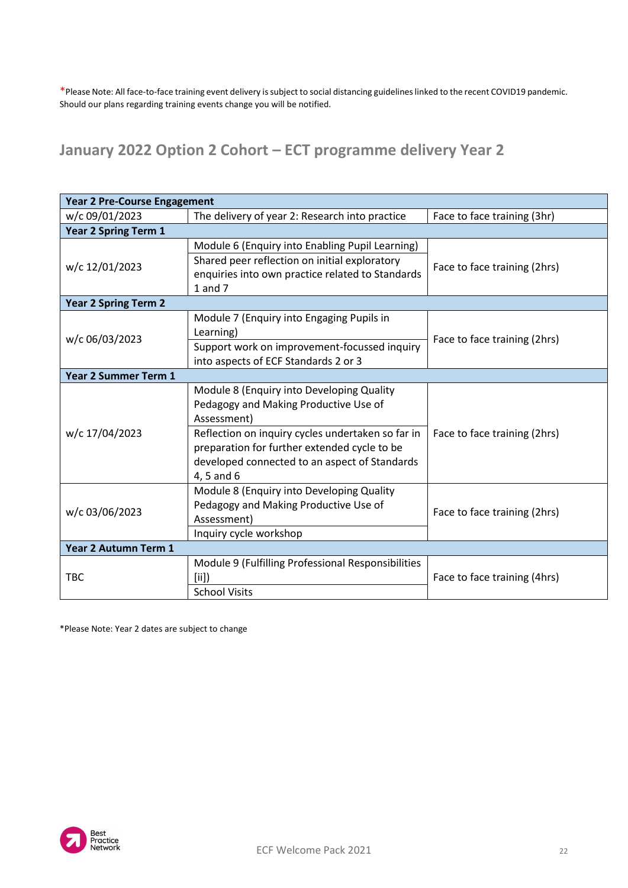*Please Note: All face-to-face training event delivery is subject to social distancing guidelines linked to the recent COVID19 pandemic. Should our plans regarding training events change you will be notified.

## January 2022 Option 2 Cohort – ECT programme delivery Year 2

| **Year 2 Pre-Course Engagement** | | |
|---|---|---|
| w/c 09/01/2023 | The delivery of year 2: Research into practice | Face to face training (3hr) |
| **Year 2 Spring Term 1** | | |
| w/c 12/01/2023 | Module 6 (Enquiry into Enabling Pupil Learning)<br>Shared peer reflection on initial exploratory enquiries into own practice related to Standards 1 and 7 | Face to face training (2hrs) |
| **Year 2 Spring Term 2** | | |
| w/c 06/03/2023 | Module 7 (Enquiry into Engaging Pupils in Learning)<br>Support work on improvement-focussed inquiry into aspects of ECF Standards 2 or 3 | Face to face training (2hrs) |
| **Year 2 Summer Term 1** | | |
| w/c 17/04/2023 | Module 8 (Enquiry into Developing Quality Pedagogy and Making Productive Use of Assessment)<br>Reflection on inquiry cycles undertaken so far in preparation for further extended cycle to be developed connected to an aspect of Standards 4, 5 and 6 | Face to face training (2hrs) |
| w/c 03/06/2023 | Module 8 (Enquiry into Developing Quality Pedagogy and Making Productive Use of Assessment)<br>Inquiry cycle workshop | Face to face training (2hrs) |
| **Year 2 Autumn Term 1** | | |
| TBC | Module 9 (Fulfilling Professional Responsibilities [ii])<br>School Visits | Face to face training (4hrs) |

*Please Note: Year 2 dates are subject to change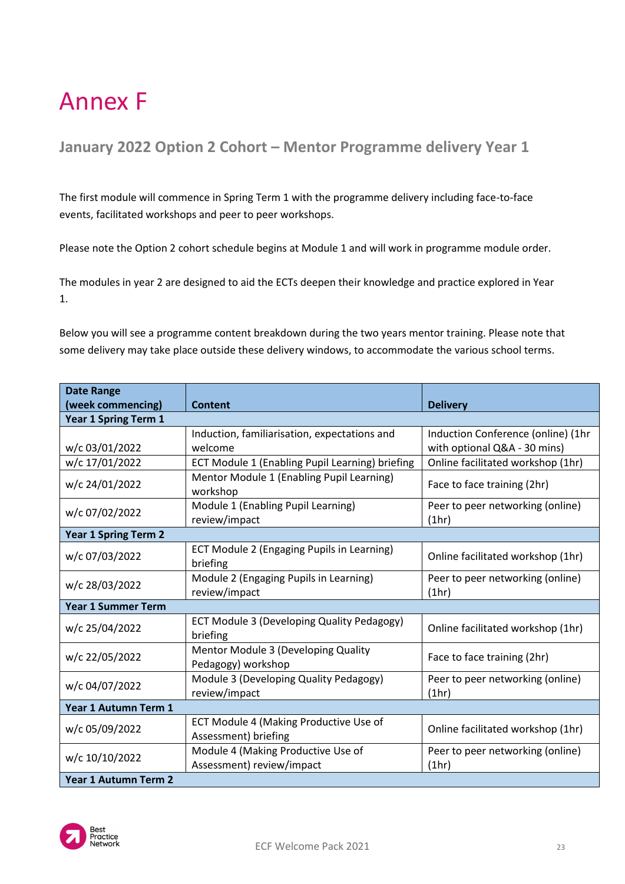# Annex F

## January 2022 Option 2 Cohort – Mentor Programme delivery Year 1

The first module will commence in Spring Term 1 with the programme delivery including face-to-face events, facilitated workshops and peer to peer workshops.

Please note the Option 2 cohort schedule begins at Module 1 and will work in programme module order.

The modules in year 2 are designed to aid the ECTs deepen their knowledge and practice explored in Year 1.

Below you will see a programme content breakdown during the two years mentor training. Please note that some delivery may take place outside these delivery windows, to accommodate the various school terms.

| Date Range (week commencing) | Content | Delivery |
|---|---|---|
| **Year 1 Spring Term 1** | | |
| w/c 03/01/2022 | Induction, familiarisation, expectations and welcome | Induction Conference (online) (1hr with optional Q&A - 30 mins) |
| w/c 17/01/2022 | ECT Module 1 (Enabling Pupil Learning) briefing | Online facilitated workshop (1hr) |
| w/c 24/01/2022 | Mentor Module 1 (Enabling Pupil Learning) workshop | Face to face training (2hr) |
| w/c 07/02/2022 | Module 1 (Enabling Pupil Learning) review/impact | Peer to peer networking (online) (1hr) |
| **Year 1 Spring Term 2** | | |
| w/c 07/03/2022 | ECT Module 2 (Engaging Pupils in Learning) briefing | Online facilitated workshop (1hr) |
| w/c 28/03/2022 | Module 2 (Engaging Pupils in Learning) review/impact | Peer to peer networking (online) (1hr) |
| **Year 1 Summer Term** | | |
| w/c 25/04/2022 | ECT Module 3 (Developing Quality Pedagogy) briefing | Online facilitated workshop (1hr) |
| w/c 22/05/2022 | Mentor Module 3 (Developing Quality Pedagogy) workshop | Face to face training (2hr) |
| w/c 04/07/2022 | Module 3 (Developing Quality Pedagogy) review/impact | Peer to peer networking (online) (1hr) |
| **Year 1 Autumn Term 1** | | |
| w/c 05/09/2022 | ECT Module 4 (Making Productive Use of Assessment) briefing | Online facilitated workshop (1hr) |
| w/c 10/10/2022 | Module 4 (Making Productive Use of Assessment) review/impact | Peer to peer networking (online) (1hr) |
| **Year 1 Autumn Term 2** | | |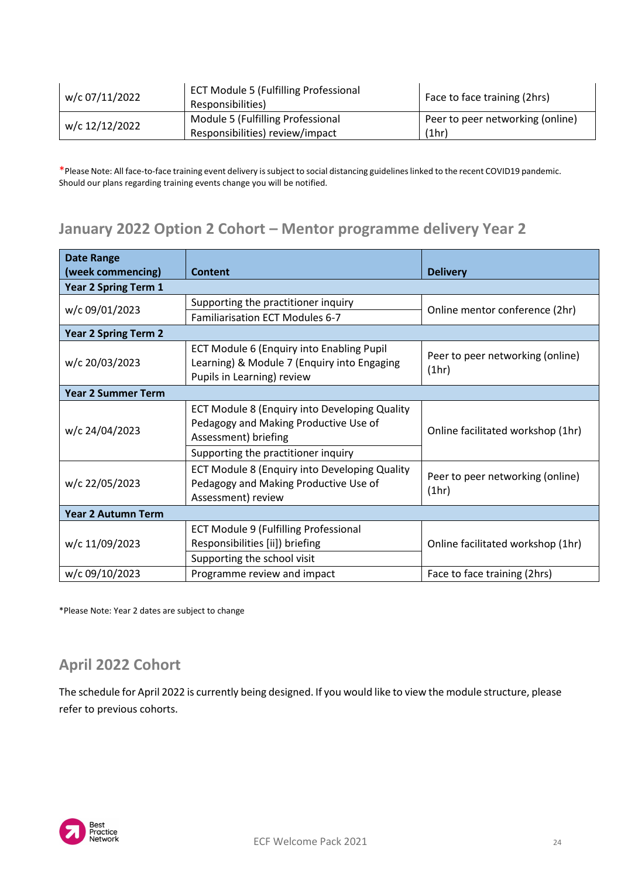| | | |
|---|---|---|
| w/c 07/11/2022 | ECT Module 5 (Fulfilling Professional Responsibilities) | Face to face training (2hrs) |
| w/c 12/12/2022 | Module 5 (Fulfilling Professional Responsibilities) review/impact | Peer to peer networking (online) (1hr) |

*Please Note: All face-to-face training event delivery is subject to social distancing guidelines linked to the recent COVID19 pandemic. Should our plans regarding training events change you will be notified.

## January 2022 Option 2 Cohort – Mentor programme delivery Year 2

| Date Range (week commencing) | Content | Delivery |
|---|---|---|
| **Year 2 Spring Term 1** | | |
| w/c 09/01/2023 | Supporting the practitioner inquiry<br>Familiarisation ECT Modules 6-7 | Online mentor conference (2hr) |
| **Year 2 Spring Term 2** | | |
| w/c 20/03/2023 | ECT Module 6 (Enquiry into Enabling Pupil Learning) & Module 7 (Enquiry into Engaging Pupils in Learning) review | Peer to peer networking (online) (1hr) |
| **Year 2 Summer Term** | | |
| w/c 24/04/2023 | ECT Module 8 (Enquiry into Developing Quality Pedagogy and Making Productive Use of Assessment) briefing<br>Supporting the practitioner inquiry | Online facilitated workshop (1hr) |
| w/c 22/05/2023 | ECT Module 8 (Enquiry into Developing Quality Pedagogy and Making Productive Use of Assessment) review | Peer to peer networking (online) (1hr) |
| **Year 2 Autumn Term** | | |
| w/c 11/09/2023 | ECT Module 9 (Fulfilling Professional Responsibilities [ii]) briefing<br>Supporting the school visit | Online facilitated workshop (1hr) |
| w/c 09/10/2023 | Programme review and impact | Face to face training (2hrs) |

*Please Note: Year 2 dates are subject to change

## April 2022 Cohort

The schedule for April 2022 is currently being designed. If you would like to view the module structure, please refer to previous cohorts.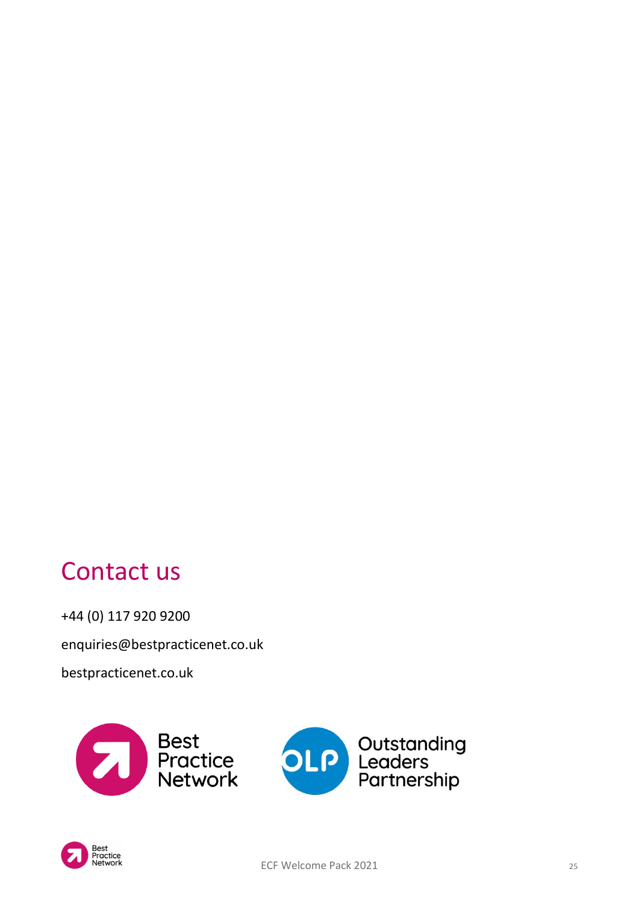## Contact us

+44 (0) 117 920 9200

enquiries@bestpracticenet.co.uk

bestpracticenet.co.uk